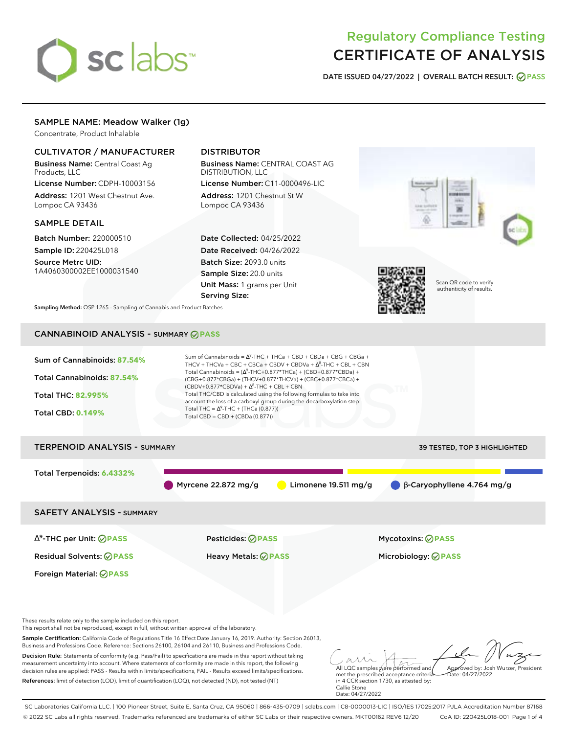# Regulatory Compliance Testing
# CERTIFICATE OF ANALYSIS

**DATE ISSUED 04/27/2022 | OVERALL BATCH RESULT: PASS**

## SAMPLE NAME: Meadow Walker (1g)

Concentrate, Product Inhalable

### CULTIVATOR / MANUFACTURER

**Business Name:** Central Coast Ag Products, LLC

**License Number:** CDPH-10003156

**Address:** 1201 West Chestnut Ave. Lompoc CA 93436

### DISTRIBUTOR

**Business Name:** CENTRAL COAST AG DISTRIBUTION, LLC

**License Number:** C11-0000496-LIC

**Address:** 1201 Chestnut St W Lompoc CA 93436

### SAMPLE DETAIL

**Batch Number:** 220000510

**Sample ID:** 220425L018

**Source Metrc UID:** 1A4060300002EE1000031540

**Date Collected:** 04/25/2022

**Date Received:** 04/26/2022

**Batch Size:** 2093.0 units

**Sample Size:** 20.0 units

**Unit Mass:** 1 grams per Unit

**Serving Size:**

Scan QR code to verify authenticity of results.

**Sampling Method:** QSP 1265 - Sampling of Cannabis and Product Batches

## CANNABINOID ANALYSIS - SUMMARY PASS

**Sum of Cannabinoids: 87.54%**

**Total Cannabinoids: 87.54%**

**Total THC: 82.995%**

**Total CBD: 0.149%**

Sum of Cannabinoids = $\Delta^9$-THC + THCa + CBD + CBDa + CBG + CBGa + THCV + THCVa + CBC + CBCa + CBDV + CBDVa + $\Delta^8$-THC + CBL + CBN

Total Cannabinoids = ($\Delta^9$-THC+0.877*THCa) + (CBD+0.877*CBDa) + (CBG+0.877*CBGa) + (THCV+0.877*THCVa) + (CBC+0.877*CBCa) + (CBDV+0.877*CBDVa) + $\Delta^8$-THC + CBL + CBN

Total THC/CBD is calculated using the following formulas to take into account the loss of a carboxyl group during the decarboxylation step:

Total THC = $\Delta^9$-THC + (THCa (0.877))

Total CBD = CBD + (CBDa (0.877))

## TERPENOID ANALYSIS - SUMMARY

39 TESTED, TOP 3 HIGHLIGHTED

**Total Terpenoids: 6.4332%**

Myrcene 22.872 mg/g | Limonene 19.511 mg/g | β-Caryophyllene 4.764 mg/g

## SAFETY ANALYSIS - SUMMARY

| | | |
|---|---|---|
| $\Delta^9$-THC per Unit: PASS | Pesticides: PASS | Mycotoxins: PASS |
| Residual Solvents: PASS | Heavy Metals: PASS | Microbiology: PASS |
| Foreign Material: PASS | | |

These results relate only to the sample included on this report.
This report shall not be reproduced, except in full, without written approval of the laboratory.

**Sample Certification:** California Code of Regulations Title 16 Effect Date January 16, 2019. Authority: Section 26013, Business and Professions Code. Reference: Sections 26100, 26104 and 26110, Business and Professions Code.

**Decision Rule:** Statements of conformity (e.g. Pass/Fail) to specifications are made in this report without taking measurement uncertainty into account. Where statements of conformity are made in this report, the following decision rules are applied: PASS - Results within limits/specifications, FAIL - Results exceed limits/specifications.

**References:** limit of detection (LOD), limit of quantification (LOQ), not detected (ND), not tested (NT)

All LQC samples were performed and met the prescribed acceptance criteria in 4 CCR section 1730, as attested by: Callie Stone
Date: 04/27/2022

Approved by: Josh Wurzer, President
Date: 04/27/2022

SC Laboratories California LLC. | 100 Pioneer Street, Suite E, Santa Cruz, CA 95060 | 866-435-0709 | sclabs.com | C8-0000013-LIC | ISO/IES 17025:2017 PJLA Accreditation Number 87168
© 2022 SC Labs all rights reserved. Trademarks referenced are trademarks of either SC Labs or their respective owners. MKT00162 REV6 12/20 CoA ID: 220425L018-001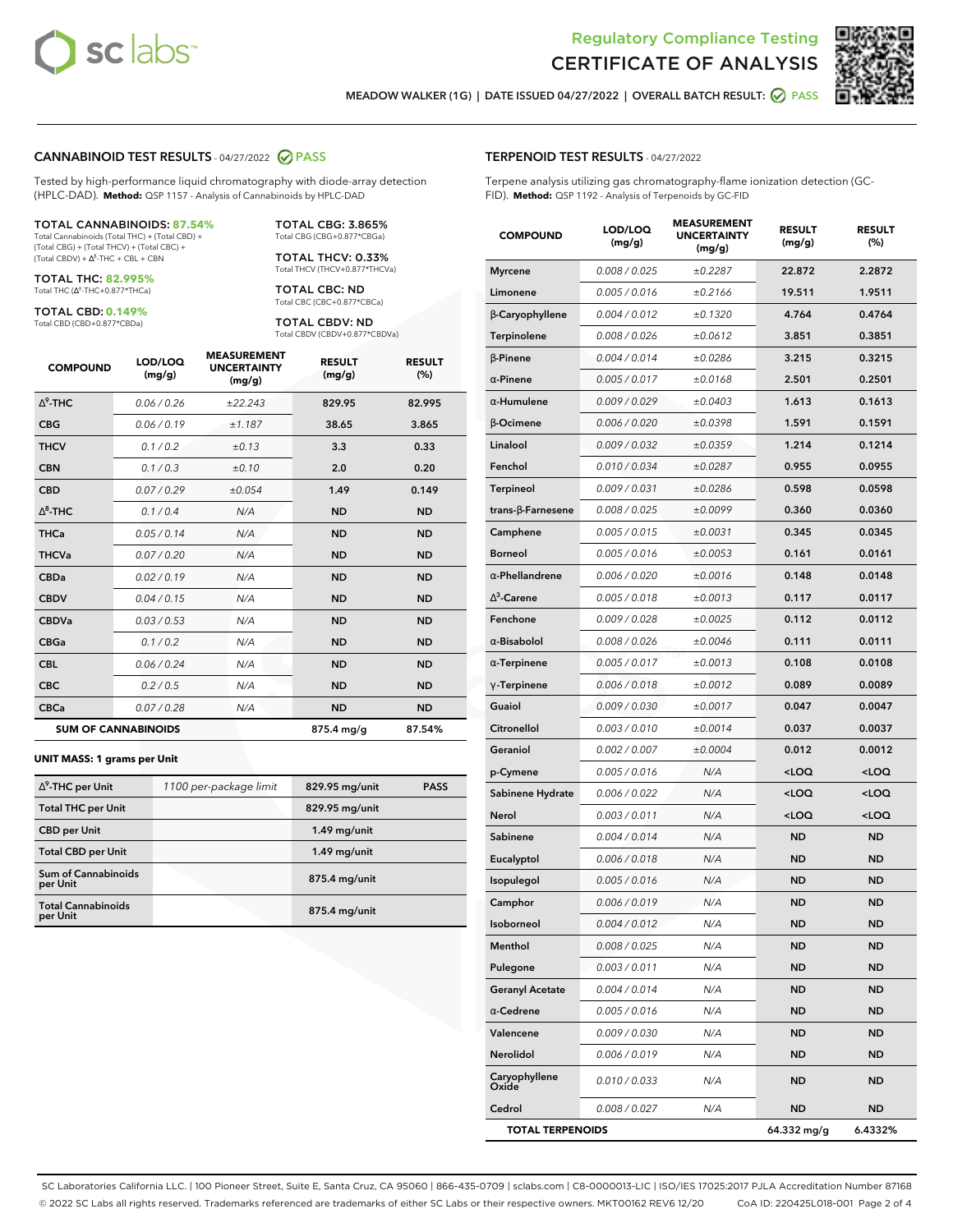Regulatory Compliance Testing
# CERTIFICATE OF ANALYSIS

MEADOW WALKER (1G) | DATE ISSUED 04/27/2022 | OVERALL BATCH RESULT: PASS

## CANNABINOID TEST RESULTS - 04/27/2022 PASS

Tested by high-performance liquid chromatography with diode-array detection (HPLC-DAD). **Method:** QSP 1157 - Analysis of Cannabinoids by HPLC-DAD

**TOTAL CANNABINOIDS: 87.54%**
Total Cannabinoids (Total THC) + (Total CBD) + (Total CBG) + (Total THCV) + (Total CBC) + (Total CBDV) + Δ⁸-THC + CBL + CBN

**TOTAL THC: 82.995%**
Total THC (Δ⁹-THC+0.877*THCa)

**TOTAL CBD: 0.149%**
Total CBD (CBD+0.877*CBDa)

**TOTAL CBG: 3.865%**
Total CBG (CBG+0.877*CBGa)

**TOTAL THCV: 0.33%**
Total THCV (THCV+0.877*THCVa)

**TOTAL CBC: ND**
Total CBC (CBC+0.877*CBCa)

**TOTAL CBDV: ND**
Total CBDV (CBDV+0.877*CBDVa)

| COMPOUND | LOD/LOQ (mg/g) | MEASUREMENT UNCERTAINTY (mg/g) | RESULT (mg/g) | RESULT (%) |
|---|---|---|---|---|
| Δ⁹-THC | 0.06 / 0.26 | ±22.243 | 829.95 | 82.995 |
| CBG | 0.06 / 0.19 | ±1.187 | 38.65 | 3.865 |
| THCV | 0.1 / 0.2 | ±0.13 | 3.3 | 0.33 |
| CBN | 0.1 / 0.3 | ±0.10 | 2.0 | 0.20 |
| CBD | 0.07 / 0.29 | ±0.054 | 1.49 | 0.149 |
| Δ⁸-THC | 0.1 / 0.4 | N/A | ND | ND |
| THCa | 0.05 / 0.14 | N/A | ND | ND |
| THCVa | 0.07 / 0.20 | N/A | ND | ND |
| CBDa | 0.02 / 0.19 | N/A | ND | ND |
| CBDV | 0.04 / 0.15 | N/A | ND | ND |
| CBDVa | 0.03 / 0.53 | N/A | ND | ND |
| CBGa | 0.1 / 0.2 | N/A | ND | ND |
| CBL | 0.06 / 0.24 | N/A | ND | ND |
| CBC | 0.2 / 0.5 | N/A | ND | ND |
| CBCa | 0.07 / 0.28 | N/A | ND | ND |
| **SUM OF CANNABINOIDS** | | | 875.4 mg/g | 87.54% |

**UNIT MASS: 1 grams per Unit**

| | | | |
|---|---|---|---|
| Δ⁹-THC per Unit | 1100 per-package limit | 829.95 mg/unit | PASS |
| Total THC per Unit | | 829.95 mg/unit | |
| CBD per Unit | | 1.49 mg/unit | |
| Total CBD per Unit | | 1.49 mg/unit | |
| Sum of Cannabinoids per Unit | | 875.4 mg/unit | |
| Total Cannabinoids per Unit | | 875.4 mg/unit | |

## TERPENOID TEST RESULTS - 04/27/2022

Terpene analysis utilizing gas chromatography-flame ionization detection (GC-FID). **Method:** QSP 1192 - Analysis of Terpenoids by GC-FID

| COMPOUND | LOD/LOQ (mg/g) | MEASUREMENT UNCERTAINTY (mg/g) | RESULT (mg/g) | RESULT (%) |
|---|---|---|---|---|
| Myrcene | 0.008 / 0.025 | ±0.2287 | 22.872 | 2.2872 |
| Limonene | 0.005 / 0.016 | ±0.2166 | 19.511 | 1.9511 |
| β-Caryophyllene | 0.004 / 0.012 | ±0.1320 | 4.764 | 0.4764 |
| Terpinolene | 0.008 / 0.026 | ±0.0612 | 3.851 | 0.3851 |
| β-Pinene | 0.004 / 0.014 | ±0.0286 | 3.215 | 0.3215 |
| α-Pinene | 0.005 / 0.017 | ±0.0168 | 2.501 | 0.2501 |
| α-Humulene | 0.009 / 0.029 | ±0.0403 | 1.613 | 0.1613 |
| β-Ocimene | 0.006 / 0.020 | ±0.0398 | 1.591 | 0.1591 |
| Linalool | 0.009 / 0.032 | ±0.0359 | 1.214 | 0.1214 |
| Fenchol | 0.010 / 0.034 | ±0.0287 | 0.955 | 0.0955 |
| Terpineol | 0.009 / 0.031 | ±0.0286 | 0.598 | 0.0598 |
| trans-β-Farnesene | 0.008 / 0.025 | ±0.0099 | 0.360 | 0.0360 |
| Camphene | 0.005 / 0.015 | ±0.0031 | 0.345 | 0.0345 |
| Borneol | 0.005 / 0.016 | ±0.0053 | 0.161 | 0.0161 |
| α-Phellandrene | 0.006 / 0.020 | ±0.0016 | 0.148 | 0.0148 |
| Δ³-Carene | 0.005 / 0.018 | ±0.0013 | 0.117 | 0.0117 |
| Fenchone | 0.009 / 0.028 | ±0.0025 | 0.112 | 0.0112 |
| α-Bisabolol | 0.008 / 0.026 | ±0.0046 | 0.111 | 0.0111 |
| α-Terpinene | 0.005 / 0.017 | ±0.0013 | 0.108 | 0.0108 |
| γ-Terpinene | 0.006 / 0.018 | ±0.0012 | 0.089 | 0.0089 |
| Guaiol | 0.009 / 0.030 | ±0.0017 | 0.047 | 0.0047 |
| Citronellol | 0.003 / 0.010 | ±0.0014 | 0.037 | 0.0037 |
| Geraniol | 0.002 / 0.007 | ±0.0004 | 0.012 | 0.0012 |
| p-Cymene | 0.005 / 0.016 | N/A | <LOQ | <LOQ |
| Sabinene Hydrate | 0.006 / 0.022 | N/A | <LOQ | <LOQ |
| Nerol | 0.003 / 0.011 | N/A | <LOQ | <LOQ |
| Sabinene | 0.004 / 0.014 | N/A | ND | ND |
| Eucalyptol | 0.006 / 0.018 | N/A | ND | ND |
| Isopulegol | 0.005 / 0.016 | N/A | ND | ND |
| Camphor | 0.006 / 0.019 | N/A | ND | ND |
| Isoborneol | 0.004 / 0.012 | N/A | ND | ND |
| Menthol | 0.008 / 0.025 | N/A | ND | ND |
| Pulegone | 0.003 / 0.011 | N/A | ND | ND |
| Geranyl Acetate | 0.004 / 0.014 | N/A | ND | ND |
| α-Cedrene | 0.005 / 0.016 | N/A | ND | ND |
| Valencene | 0.009 / 0.030 | N/A | ND | ND |
| Nerolidol | 0.006 / 0.019 | N/A | ND | ND |
| Caryophyllene Oxide | 0.010 / 0.033 | N/A | ND | ND |
| Cedrol | 0.008 / 0.027 | N/A | ND | ND |
| **TOTAL TERPENOIDS** | | | 64.332 mg/g | 6.4332% |

SC Laboratories California LLC. | 100 Pioneer Street, Suite E, Santa Cruz, CA 95060 | 866-435-0709 | sclabs.com | C8-0000013-LIC | ISO/IES 17025:2017 PJLA Accreditation Number 87168
© 2022 SC Labs all rights reserved. Trademarks referenced are trademarks of either SC Labs or their respective owners. MKT00162 REV6 12/20 CoA ID: 220425L018-001